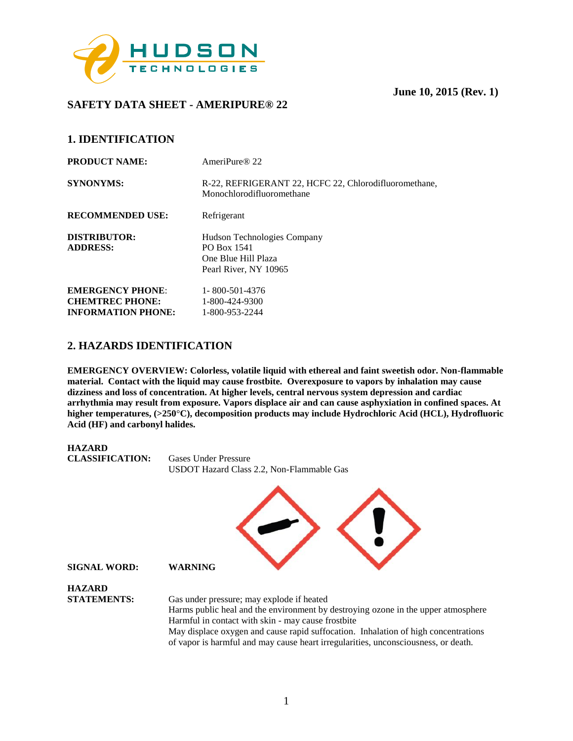June 10, 2015 (Rev. 1)

## SAFETY DATA SHEET - AMERIPURE® 22

## 1. IDENTIFICATION

**PRODUCT NAME:** AmeriPure® 22

**SYNONYMS:** R-22, REFRIGERANT 22, HCFC 22, Chlorodifluoromethane, Monochlorodifluoromethane

**RECOMMENDED USE:** Refrigerant

**DISTRIBUTOR:**
**ADDRESS:**
Hudson Technologies Company
PO Box 1541
One Blue Hill Plaza
Pearl River, NY 10965

**EMERGENCY PHONE:** 1- 800-501-4376
**CHEMTREC PHONE:** 1-800-424-9300
**INFORMATION PHONE:** 1-800-953-2244

## 2. HAZARDS IDENTIFICATION

**EMERGENCY OVERVIEW: Colorless, volatile liquid with ethereal and faint sweetish odor. Non-flammable material. Contact with the liquid may cause frostbite. Overexposure to vapors by inhalation may cause dizziness and loss of concentration. At higher levels, central nervous system depression and cardiac arrhythmia may result from exposure. Vapors displace air and can cause asphyxiation in confined spaces. At higher temperatures, (>250°C), decomposition products may include Hydrochloric Acid (HCL), Hydrofluoric Acid (HF) and carbonyl halides.**

**HAZARD CLASSIFICATION:** Gases Under Pressure
USDOT Hazard Class 2.2, Non-Flammable Gas

**SIGNAL WORD:** **WARNING**

**HAZARD STATEMENTS:**
Gas under pressure; may explode if heated
Harms public heal and the environment by destroying ozone in the upper atmosphere
Harmful in contact with skin - may cause frostbite
May displace oxygen and cause rapid suffocation. Inhalation of high concentrations of vapor is harmful and may cause heart irregularities, unconsciousness, or death.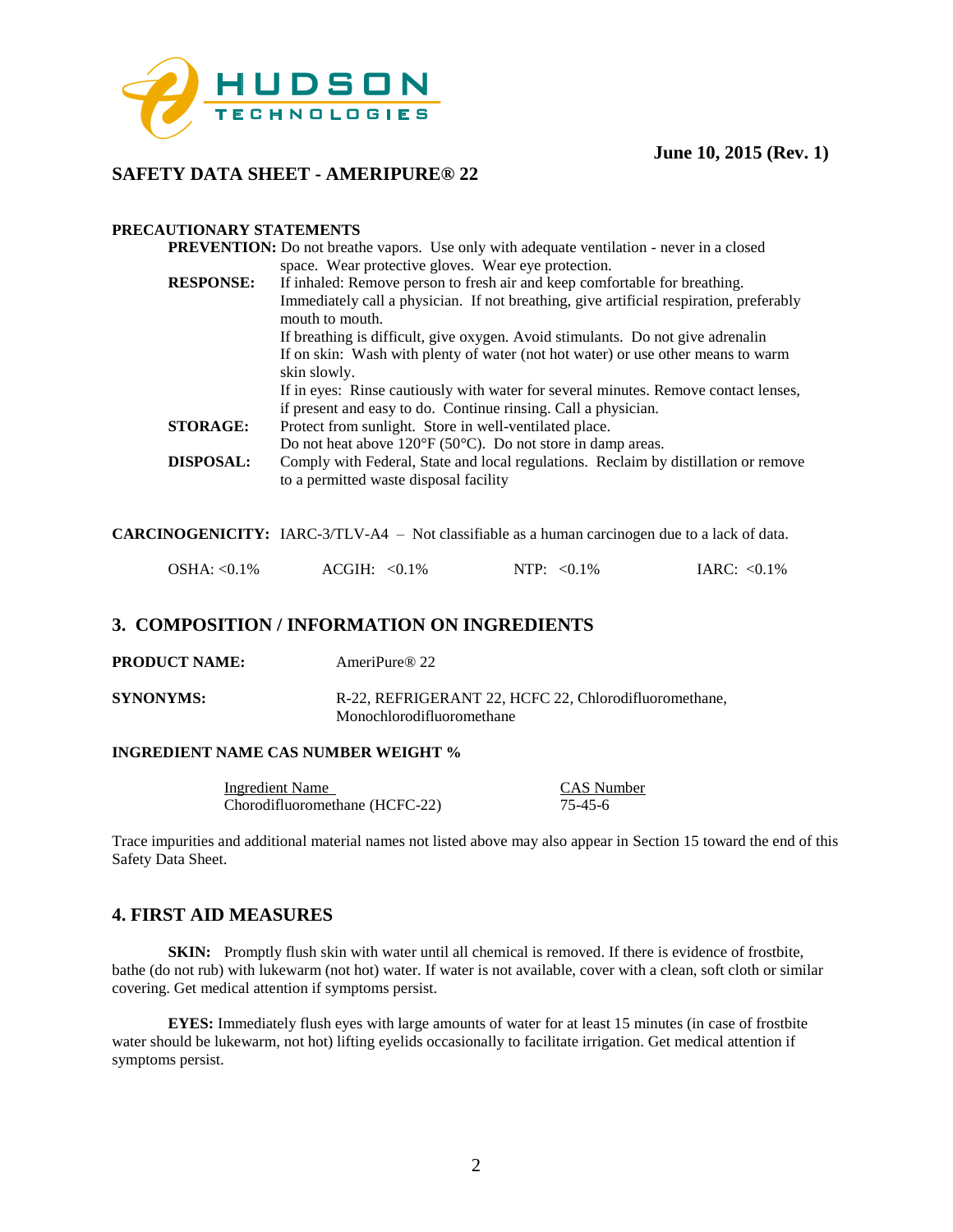**June 10, 2015 (Rev. 1)**

## SAFETY DATA SHEET - AMERIPURE® 22

**PRECAUTIONARY STATEMENTS**

**PREVENTION:** Do not breathe vapors. Use only with adequate ventilation - never in a closed space. Wear protective gloves. Wear eye protection.

**RESPONSE:** If inhaled: Remove person to fresh air and keep comfortable for breathing. Immediately call a physician. If not breathing, give artificial respiration, preferably mouth to mouth.
If breathing is difficult, give oxygen. Avoid stimulants. Do not give adrenalin
If on skin: Wash with plenty of water (not hot water) or use other means to warm skin slowly.
If in eyes: Rinse cautiously with water for several minutes. Remove contact lenses, if present and easy to do. Continue rinsing. Call a physician.

**STORAGE:** Protect from sunlight. Store in well-ventilated place.
Do not heat above 120°F (50°C). Do not store in damp areas.

**DISPOSAL:** Comply with Federal, State and local regulations. Reclaim by distillation or remove to a permitted waste disposal facility

**CARCINOGENICITY:** IARC-3/TLV-A4 – Not classifiable as a human carcinogen due to a lack of data.

OSHA: <0.1% ACGIH: <0.1% NTP: <0.1% IARC: <0.1%

## 3. COMPOSITION / INFORMATION ON INGREDIENTS

**PRODUCT NAME:** AmeriPure® 22

**SYNONYMS:** R-22, REFRIGERANT 22, HCFC 22, Chlorodifluoromethane, Monochlorodifluoromethane

**INGREDIENT NAME CAS NUMBER WEIGHT %**

| Ingredient Name | CAS Number |
| --- | --- |
| Chorodifluoromethane (HCFC-22) | 75-45-6 |

Trace impurities and additional material names not listed above may also appear in Section 15 toward the end of this Safety Data Sheet.

## 4. FIRST AID MEASURES

**SKIN:** Promptly flush skin with water until all chemical is removed. If there is evidence of frostbite, bathe (do not rub) with lukewarm (not hot) water. If water is not available, cover with a clean, soft cloth or similar covering. Get medical attention if symptoms persist.

**EYES:** Immediately flush eyes with large amounts of water for at least 15 minutes (in case of frostbite water should be lukewarm, not hot) lifting eyelids occasionally to facilitate irrigation. Get medical attention if symptoms persist.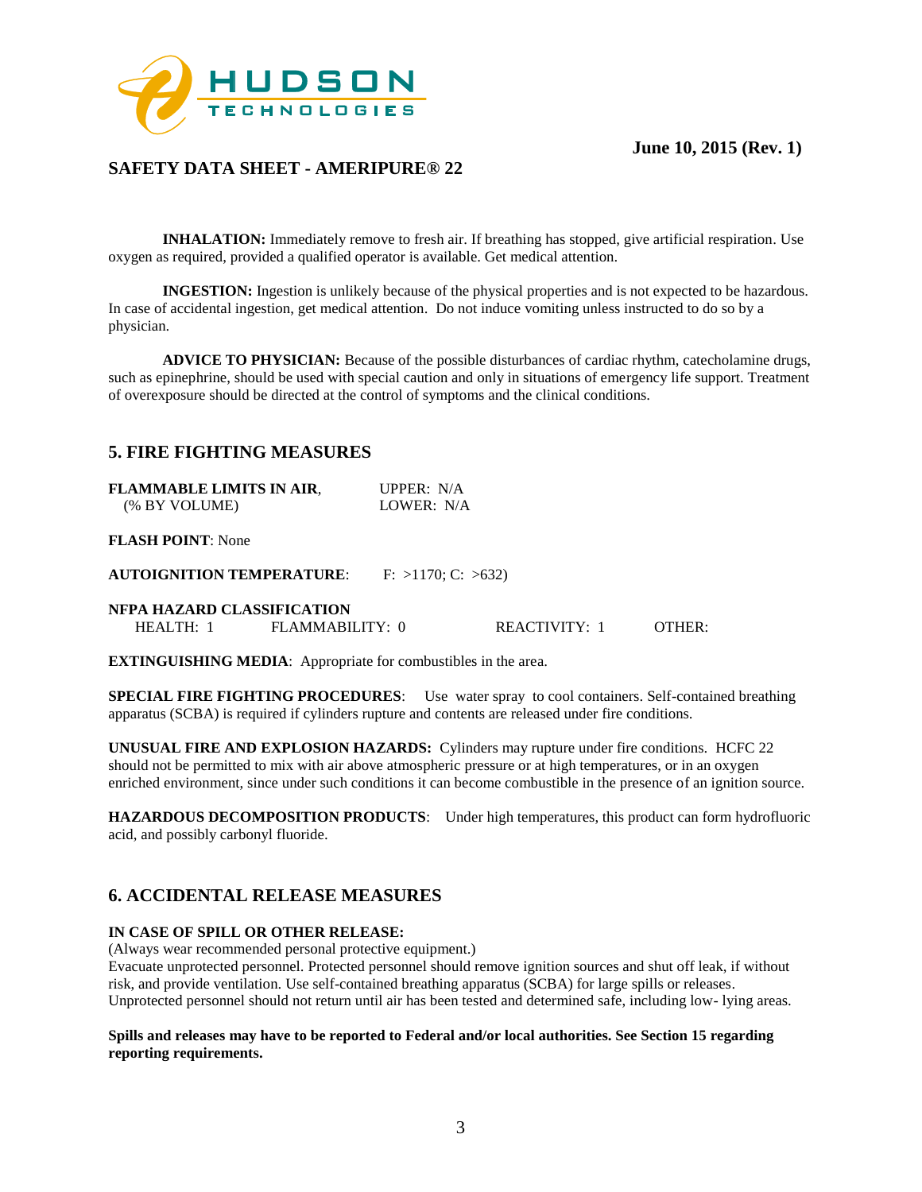**INHALATION:** Immediately remove to fresh air. If breathing has stopped, give artificial respiration. Use oxygen as required, provided a qualified operator is available. Get medical attention.

**INGESTION:** Ingestion is unlikely because of the physical properties and is not expected to be hazardous. In case of accidental ingestion, get medical attention. Do not induce vomiting unless instructed to do so by a physician.

**ADVICE TO PHYSICIAN:** Because of the possible disturbances of cardiac rhythm, catecholamine drugs, such as epinephrine, should be used with special caution and only in situations of emergency life support. Treatment of overexposure should be directed at the control of symptoms and the clinical conditions.

## 5. FIRE FIGHTING MEASURES

**FLAMMABLE LIMITS IN AIR**, (% BY VOLUME) UPPER: N/A LOWER: N/A

**FLASH POINT**: None

**AUTOIGNITION TEMPERATURE**: F: >1170; C: >632)

**NFPA HAZARD CLASSIFICATION**

HEALTH: 1 FLAMMABILITY: 0 REACTIVITY: 1 OTHER:

**EXTINGUISHING MEDIA**: Appropriate for combustibles in the area.

**SPECIAL FIRE FIGHTING PROCEDURES**: Use water spray to cool containers. Self-contained breathing apparatus (SCBA) is required if cylinders rupture and contents are released under fire conditions.

**UNUSUAL FIRE AND EXPLOSION HAZARDS:** Cylinders may rupture under fire conditions. HCFC 22 should not be permitted to mix with air above atmospheric pressure or at high temperatures, or in an oxygen enriched environment, since under such conditions it can become combustible in the presence of an ignition source.

**HAZARDOUS DECOMPOSITION PRODUCTS**: Under high temperatures, this product can form hydrofluoric acid, and possibly carbonyl fluoride.

## 6. ACCIDENTAL RELEASE MEASURES

**IN CASE OF SPILL OR OTHER RELEASE:**

(Always wear recommended personal protective equipment.)

Evacuate unprotected personnel. Protected personnel should remove ignition sources and shut off leak, if without risk, and provide ventilation. Use self-contained breathing apparatus (SCBA) for large spills or releases. Unprotected personnel should not return until air has been tested and determined safe, including low- lying areas.

**Spills and releases may have to be reported to Federal and/or local authorities. See Section 15 regarding reporting requirements.**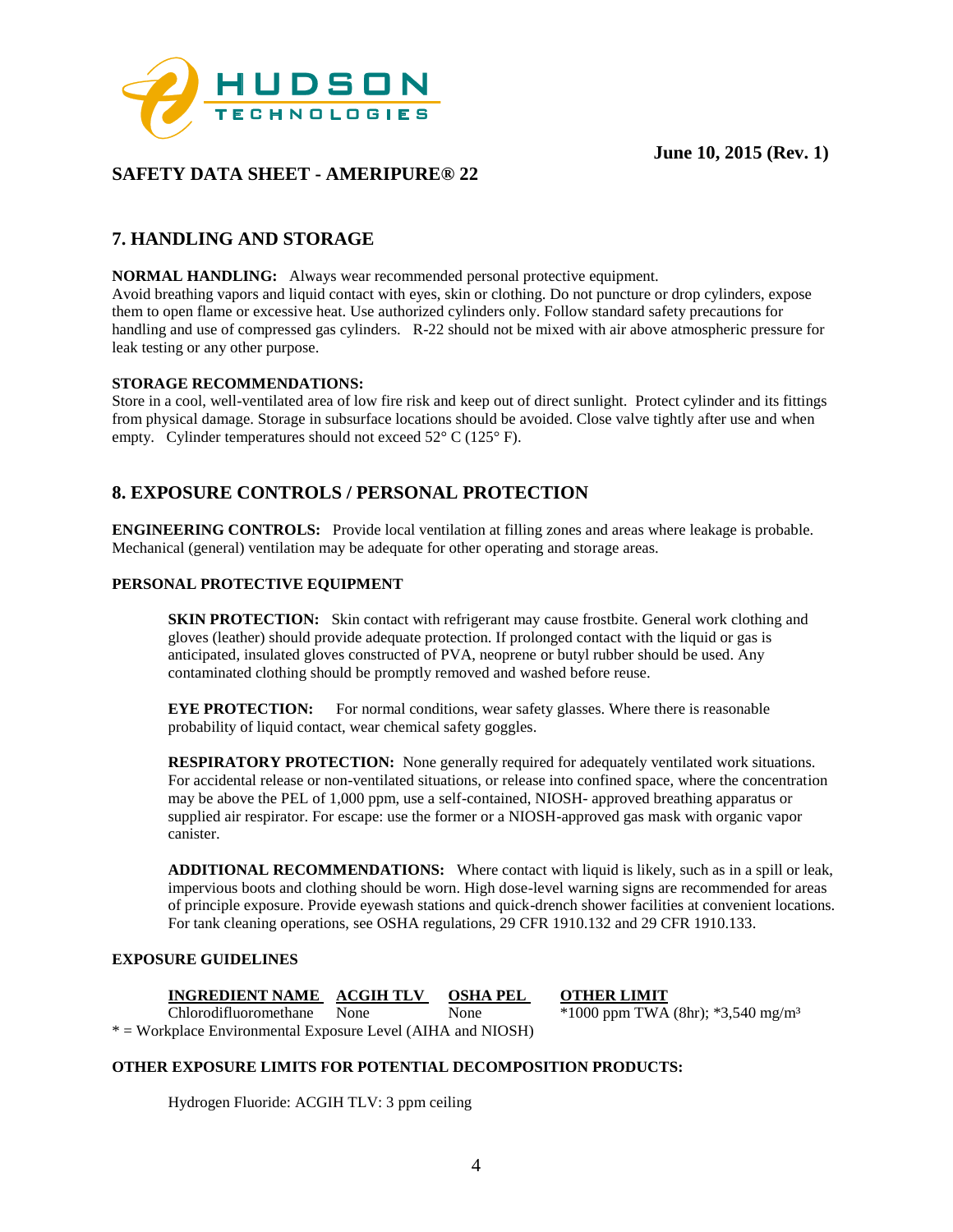June 10, 2015 (Rev. 1)

## SAFETY DATA SHEET - AMERIPURE® 22

## 7. HANDLING AND STORAGE

**NORMAL HANDLING:** Always wear recommended personal protective equipment.
Avoid breathing vapors and liquid contact with eyes, skin or clothing. Do not puncture or drop cylinders, expose them to open flame or excessive heat. Use authorized cylinders only. Follow standard safety precautions for handling and use of compressed gas cylinders. R-22 should not be mixed with air above atmospheric pressure for leak testing or any other purpose.

**STORAGE RECOMMENDATIONS:**
Store in a cool, well-ventilated area of low fire risk and keep out of direct sunlight. Protect cylinder and its fittings from physical damage. Storage in subsurface locations should be avoided. Close valve tightly after use and when empty. Cylinder temperatures should not exceed 52° C (125° F).

## 8. EXPOSURE CONTROLS / PERSONAL PROTECTION

**ENGINEERING CONTROLS:** Provide local ventilation at filling zones and areas where leakage is probable. Mechanical (general) ventilation may be adequate for other operating and storage areas.

**PERSONAL PROTECTIVE EQUIPMENT**

**SKIN PROTECTION:** Skin contact with refrigerant may cause frostbite. General work clothing and gloves (leather) should provide adequate protection. If prolonged contact with the liquid or gas is anticipated, insulated gloves constructed of PVA, neoprene or butyl rubber should be used. Any contaminated clothing should be promptly removed and washed before reuse.

**EYE PROTECTION:** For normal conditions, wear safety glasses. Where there is reasonable probability of liquid contact, wear chemical safety goggles.

**RESPIRATORY PROTECTION:** None generally required for adequately ventilated work situations. For accidental release or non-ventilated situations, or release into confined space, where the concentration may be above the PEL of 1,000 ppm, use a self-contained, NIOSH- approved breathing apparatus or supplied air respirator. For escape: use the former or a NIOSH-approved gas mask with organic vapor canister.

**ADDITIONAL RECOMMENDATIONS:** Where contact with liquid is likely, such as in a spill or leak, impervious boots and clothing should be worn. High dose-level warning signs are recommended for areas of principle exposure. Provide eyewash stations and quick-drench shower facilities at convenient locations. For tank cleaning operations, see OSHA regulations, 29 CFR 1910.132 and 29 CFR 1910.133.

**EXPOSURE GUIDELINES**

| INGREDIENT NAME | ACGIH TLV | OSHA PEL | OTHER LIMIT |
|---|---|---|---|
| Chlorodifluoromethane | None | None | *1000 ppm TWA (8hr); *3,540 mg/m³ |

* = Workplace Environmental Exposure Level (AIHA and NIOSH)

**OTHER EXPOSURE LIMITS FOR POTENTIAL DECOMPOSITION PRODUCTS:**

Hydrogen Fluoride: ACGIH TLV: 3 ppm ceiling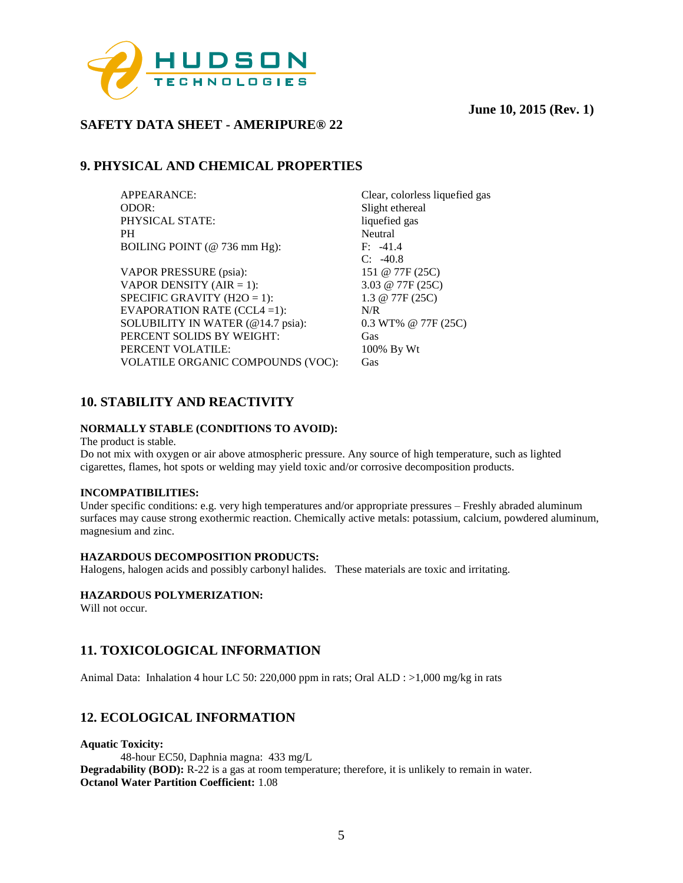June 10, 2015 (Rev. 1)

## SAFETY DATA SHEET - AMERIPURE® 22

## 9. PHYSICAL AND CHEMICAL PROPERTIES

| | |
|---|---|
| APPEARANCE: | Clear, colorless liquefied gas |
| ODOR: | Slight ethereal |
| PHYSICAL STATE: | liquefied gas |
| PH | Neutral |
| BOILING POINT (@ 736 mm Hg): | F: -41.4<br>C: -40.8 |
| VAPOR PRESSURE (psia): | 151 @ 77F (25C) |
| VAPOR DENSITY (AIR = 1): | 3.03 @ 77F (25C) |
| SPECIFIC GRAVITY (H2O = 1): | 1.3 @ 77F (25C) |
| EVAPORATION RATE (CCL4 =1): | N/R |
| SOLUBILITY IN WATER (@14.7 psia): | 0.3 WT% @ 77F (25C) |
| PERCENT SOLIDS BY WEIGHT: | Gas |
| PERCENT VOLATILE: | 100% By Wt |
| VOLATILE ORGANIC COMPOUNDS (VOC): | Gas |

## 10. STABILITY AND REACTIVITY

**NORMALLY STABLE (CONDITIONS TO AVOID):**

The product is stable.

Do not mix with oxygen or air above atmospheric pressure. Any source of high temperature, such as lighted cigarettes, flames, hot spots or welding may yield toxic and/or corrosive decomposition products.

**INCOMPATIBILITIES:**

Under specific conditions: e.g. very high temperatures and/or appropriate pressures – Freshly abraded aluminum surfaces may cause strong exothermic reaction. Chemically active metals: potassium, calcium, powdered aluminum, magnesium and zinc.

**HAZARDOUS DECOMPOSITION PRODUCTS:**

Halogens, halogen acids and possibly carbonyl halides. These materials are toxic and irritating.

**HAZARDOUS POLYMERIZATION:**

Will not occur.

## 11. TOXICOLOGICAL INFORMATION

Animal Data: Inhalation 4 hour LC 50: 220,000 ppm in rats; Oral ALD : >1,000 mg/kg in rats

## 12. ECOLOGICAL INFORMATION

**Aquatic Toxicity:**

48-hour EC50, Daphnia magna: 433 mg/L

**Degradability (BOD):** R-22 is a gas at room temperature; therefore, it is unlikely to remain in water.

**Octanol Water Partition Coefficient:** 1.08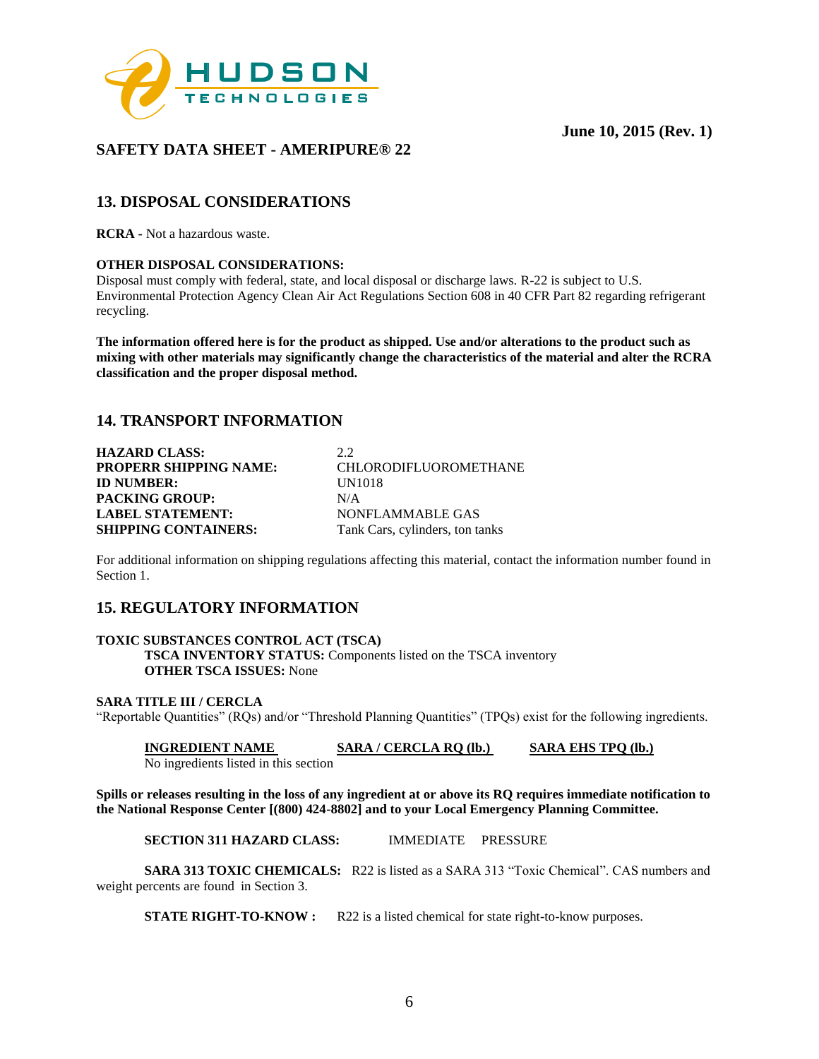**June 10, 2015 (Rev. 1)**

## SAFETY DATA SHEET - AMERIPURE® 22

## 13. DISPOSAL CONSIDERATIONS

**RCRA** - Not a hazardous waste.

**OTHER DISPOSAL CONSIDERATIONS:**
Disposal must comply with federal, state, and local disposal or discharge laws. R-22 is subject to U.S. Environmental Protection Agency Clean Air Act Regulations Section 608 in 40 CFR Part 82 regarding refrigerant recycling.

**The information offered here is for the product as shipped. Use and/or alterations to the product such as mixing with other materials may significantly change the characteristics of the material and alter the RCRA classification and the proper disposal method.**

## 14. TRANSPORT INFORMATION

| | |
|---|---|
| **HAZARD CLASS:** | 2.2 |
| **PROPERR SHIPPING NAME:** | CHLORODIFLUOROMETHANE |
| **ID NUMBER:** | UN1018 |
| **PACKING GROUP:** | N/A |
| **LABEL STATEMENT:** | NONFLAMMABLE GAS |
| **SHIPPING CONTAINERS:** | Tank Cars, cylinders, ton tanks |

For additional information on shipping regulations affecting this material, contact the information number found in Section 1.

## 15. REGULATORY INFORMATION

**TOXIC SUBSTANCES CONTROL ACT (TSCA)**
**TSCA INVENTORY STATUS:** Components listed on the TSCA inventory
**OTHER TSCA ISSUES:** None

**SARA TITLE III / CERCLA**
"Reportable Quantities" (RQs) and/or "Threshold Planning Quantities" (TPQs) exist for the following ingredients.

| INGREDIENT NAME | SARA / CERCLA RQ (lb.) | SARA EHS TPQ (lb.) |
|---|---|---|
| No ingredients listed in this section | | |

**Spills or releases resulting in the loss of any ingredient at or above its RQ requires immediate notification to the National Response Center [(800) 424-8802] and to your Local Emergency Planning Committee.**

**SECTION 311 HAZARD CLASS:** IMMEDIATE PRESSURE

**SARA 313 TOXIC CHEMICALS:** R22 is listed as a SARA 313 "Toxic Chemical". CAS numbers and weight percents are found in Section 3.

**STATE RIGHT-TO-KNOW :** R22 is a listed chemical for state right-to-know purposes.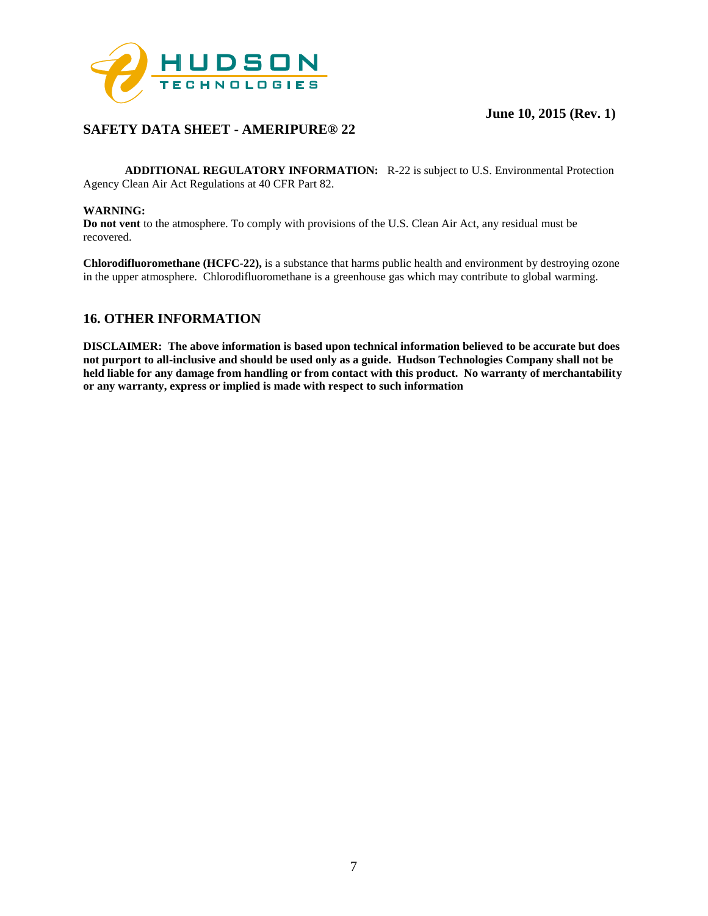**ADDITIONAL REGULATORY INFORMATION:** R-22 is subject to U.S. Environmental Protection Agency Clean Air Act Regulations at 40 CFR Part 82.

**WARNING:**
**Do not vent** to the atmosphere. To comply with provisions of the U.S. Clean Air Act, any residual must be recovered.

**Chlorodifluoromethane (HCFC-22),** is a substance that harms public health and environment by destroying ozone in the upper atmosphere. Chlorodifluoromethane is a greenhouse gas which may contribute to global warming.

## 16. OTHER INFORMATION

**DISCLAIMER: The above information is based upon technical information believed to be accurate but does not purport to all-inclusive and should be used only as a guide. Hudson Technologies Company shall not be held liable for any damage from handling or from contact with this product. No warranty of merchantability or any warranty, express or implied is made with respect to such information**